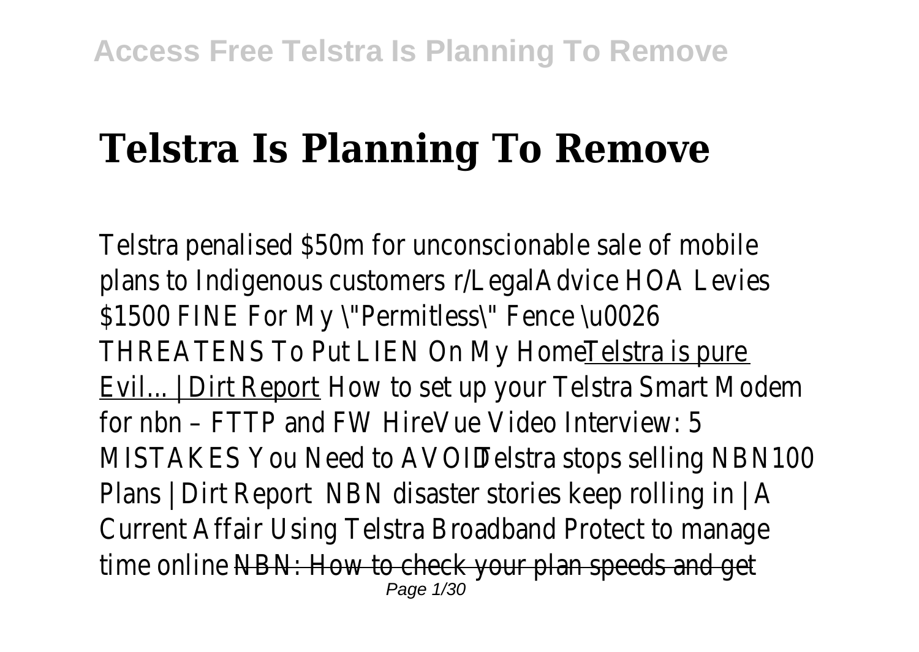# Telstra Is Planning To Remove

Telstra penalised $50m for unconscionable sale of mobile plans to Indigenous customers r/LegalAdvice HOA Levies $1500 FINE For My \"Permitless\" Fence \u0026 THREATENS To Put LIEN On My Home Telstra is pure Evil... | Dirt Report How to set up your Telstra Smart Modem for nbn – FTTP and FW HireVue Video Interview: 5 MISTAKES You Need to AVOID Telstra stops selling NBN100 Plans | Dirt Report NBN disaster stories keep rolling in | A Current Affair Using Telstra Broadband Protect to manage time online NBN: How to check your plan speeds and get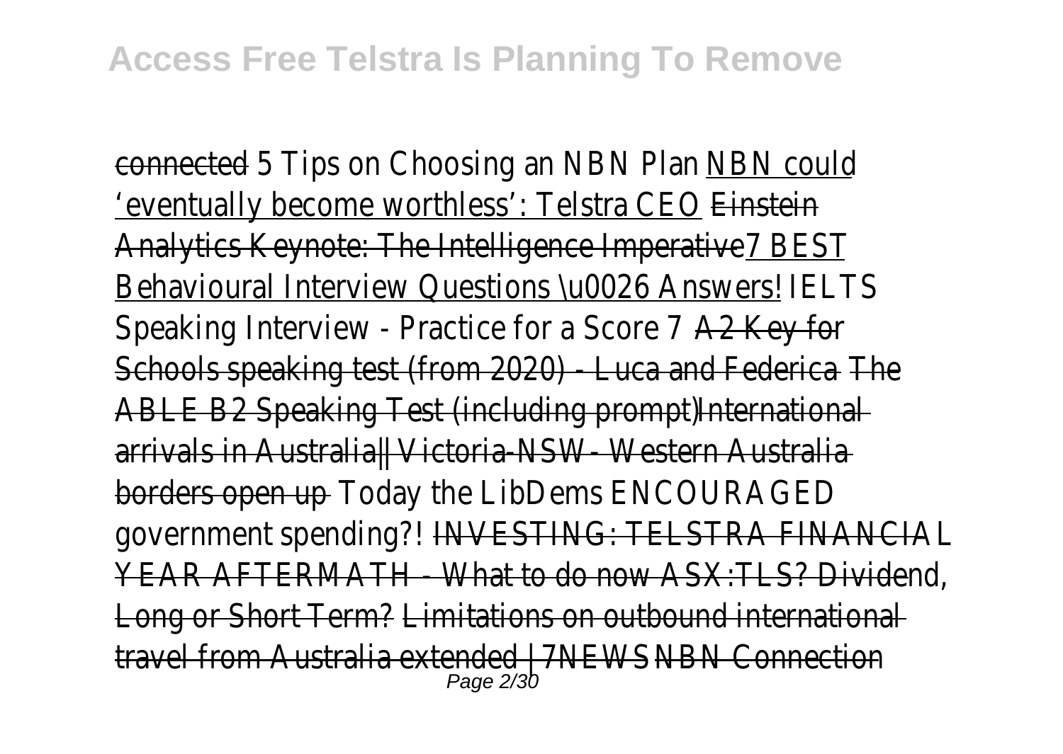connected 5 Tips on Choosing an NBN Plan NBN could 'eventually become worthless': Telstra CEO Einstein Analytics Keynote: The Intelligence Imperative 7 BEST Behavioural Interview Questions \u0026 Answers! IELTS Speaking Interview - Practice for a Score 7 A2 Key for Schools speaking test (from 2020) - Luca and Federica The ABLE B2 Speaking Test (including prompt) International arrivals in Australia|| Victoria-NSW- Western Australia borders open up Today the LibDems ENCOURAGED government spending?! INVESTING: TELSTRA FINANCIAL YEAR AFTERMATH - What to do now ASX:TLS? Dividend, Long or Short Term? Limitations on outbound international travel from Australia extended | 7NEWS NBN Connection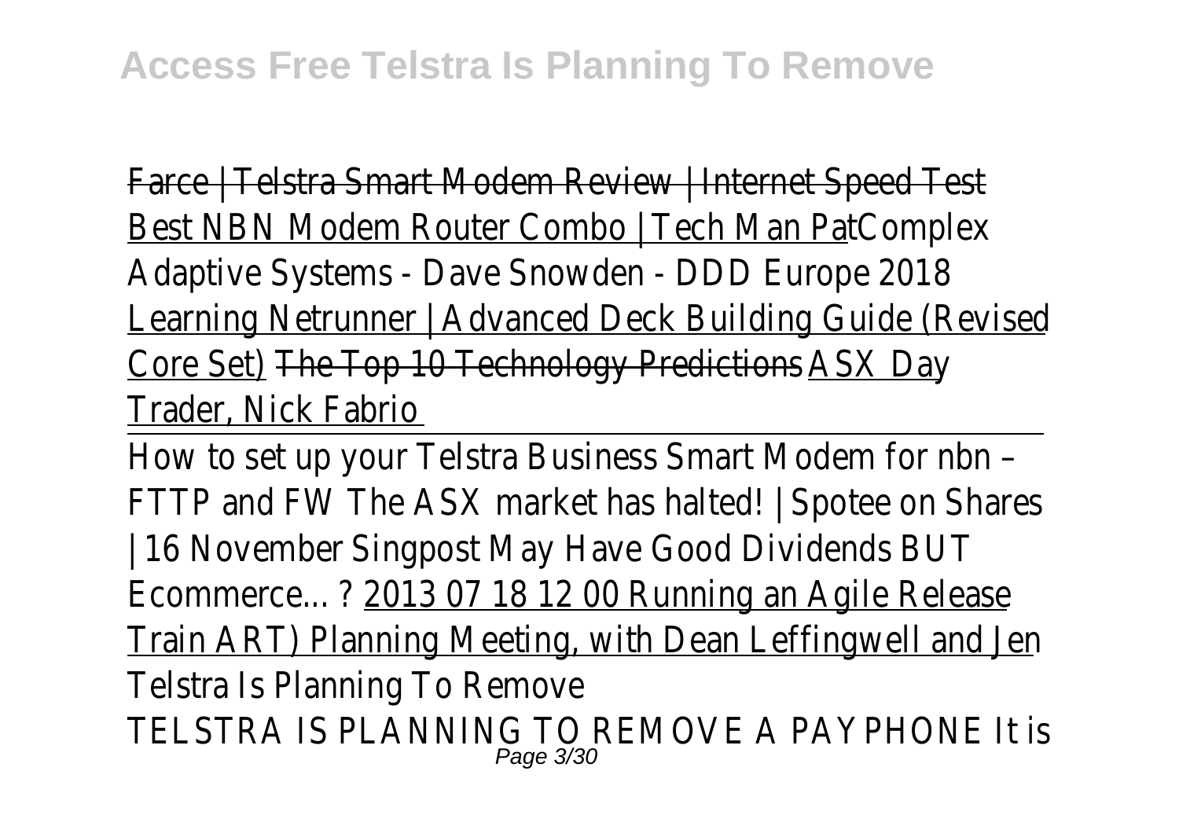Farce | Telstra Smart Modem Review | Internet Speed Test Best NBN Modem Router Combo | Tech Man Pat Complex Adaptive Systems - Dave Snowden - DDD Europe 2018 Learning Netrunner | Advanced Deck Building Guide (Revised Core Set) The Top 10 Technology Predictions ASX Day Trader, Nick Fabrio

---

How to set up your Telstra Business Smart Modem for nbn – FTTP and FW The ASX market has halted! | Spotee on Shares | 16 November Singpost May Have Good Dividends BUT Ecommerce... ? 2013 07 18 12 00 Running an Agile Release Train ART) Planning Meeting, with Dean Leffingwell and Jen

Telstra Is Planning To Remove

TELSTRA IS PLANNING TO REMOVE A PAYPHONE It is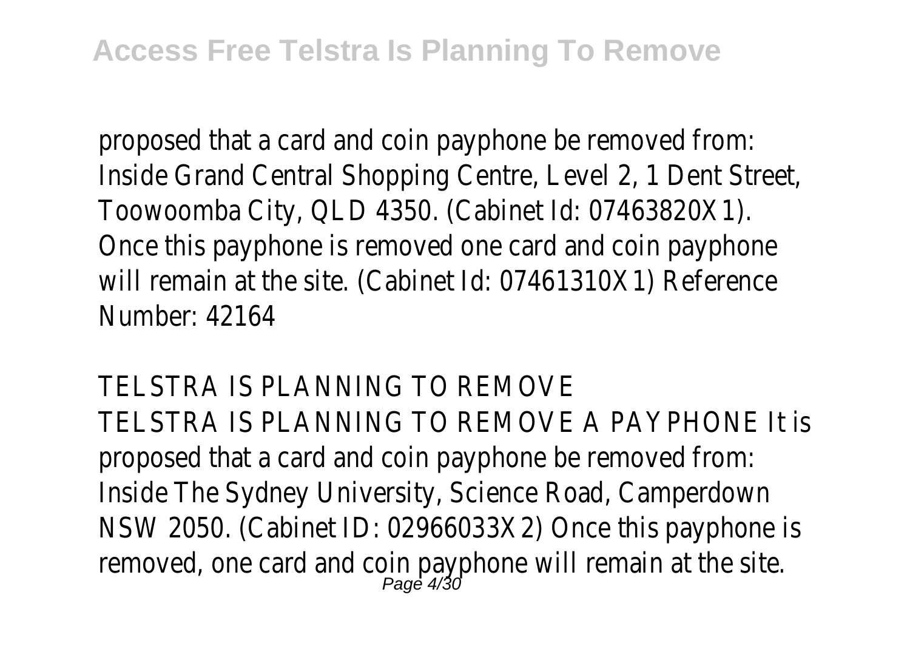proposed that a card and coin payphone be removed from: Inside Grand Central Shopping Centre, Level 2, 1 Dent Street, Toowoomba City, QLD 4350. (Cabinet Id: 07463820X1). Once this payphone is removed one card and coin payphone will remain at the site. (Cabinet Id: 07461310X1) Reference Number: 42164

TELSTRA IS PLANNING TO REMOVE

TELSTRA IS PLANNING TO REMOVE A PAYPHONE It is proposed that a card and coin payphone be removed from: Inside The Sydney University, Science Road, Camperdown NSW 2050. (Cabinet ID: 02966033X2) Once this payphone is removed, one card and coin payphone will remain at the site.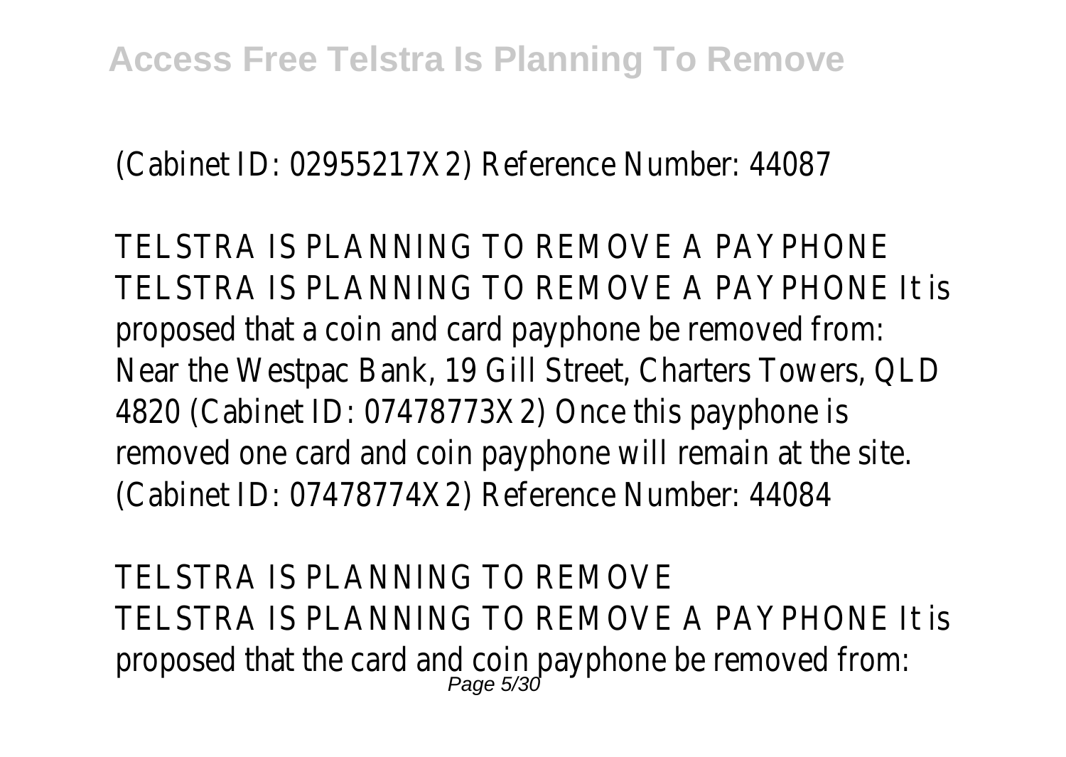(Cabinet ID: 02955217X2) Reference Number: 44087

TELSTRA IS PLANNING TO REMOVE A PAYPHONE
TELSTRA IS PLANNING TO REMOVE A PAYPHONE It is proposed that a coin and card payphone be removed from: Near the Westpac Bank, 19 Gill Street, Charters Towers, QLD 4820 (Cabinet ID: 07478773X2) Once this payphone is removed one card and coin payphone will remain at the site. (Cabinet ID: 07478774X2) Reference Number: 44084

TELSTRA IS PLANNING TO REMOVE
TELSTRA IS PLANNING TO REMOVE A PAYPHONE It is proposed that the card and coin payphone be removed from: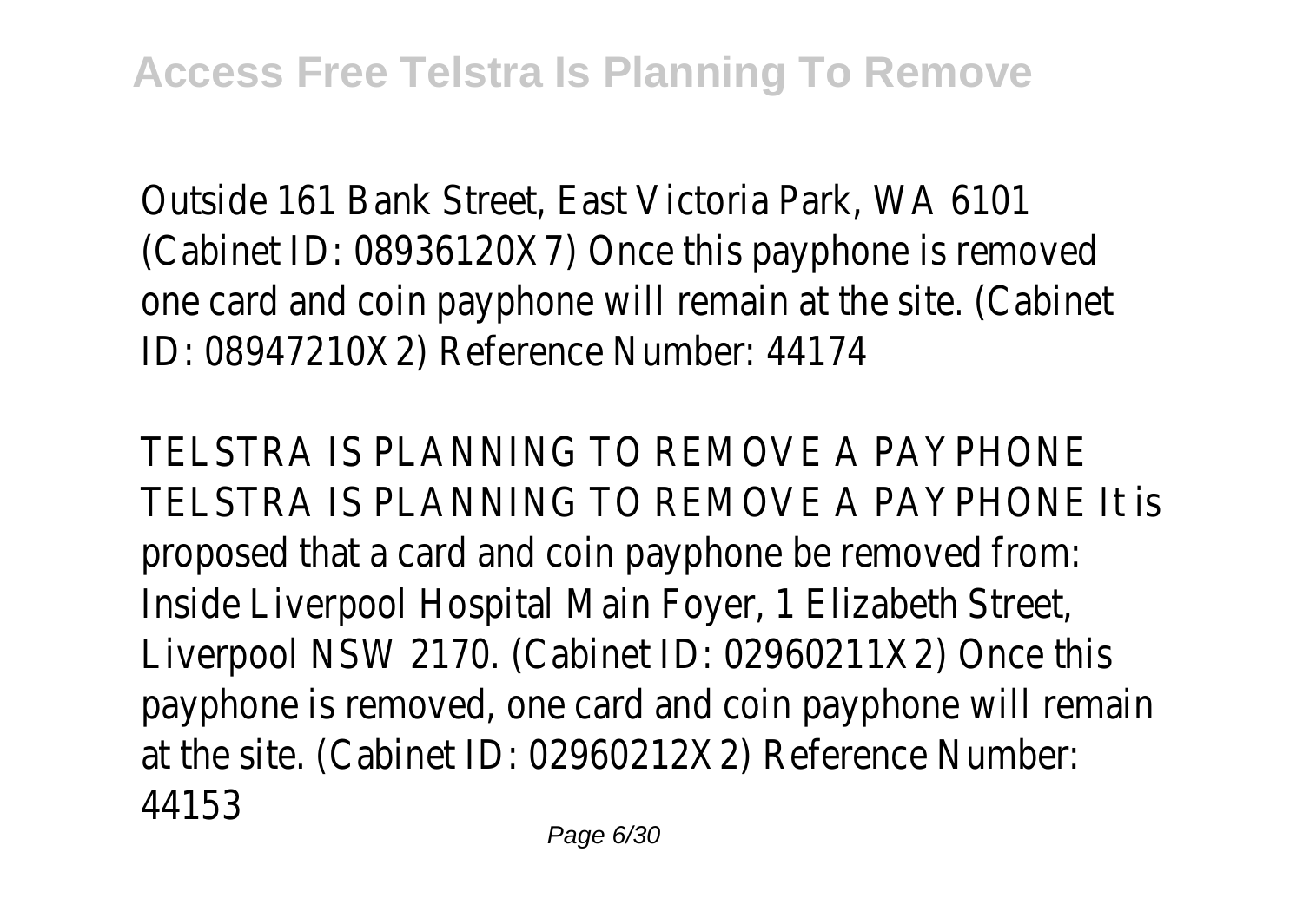Outside 161 Bank Street, East Victoria Park, WA 6101 (Cabinet ID: 08936120X7) Once this payphone is removed one card and coin payphone will remain at the site. (Cabinet ID: 08947210X2) Reference Number: 44174

TELSTRA IS PLANNING TO REMOVE A PAYPHONE TELSTRA IS PLANNING TO REMOVE A PAYPHONE It is proposed that a card and coin payphone be removed from: Inside Liverpool Hospital Main Foyer, 1 Elizabeth Street, Liverpool NSW 2170. (Cabinet ID: 02960211X2) Once this payphone is removed, one card and coin payphone will remain at the site. (Cabinet ID: 02960212X2) Reference Number: 44153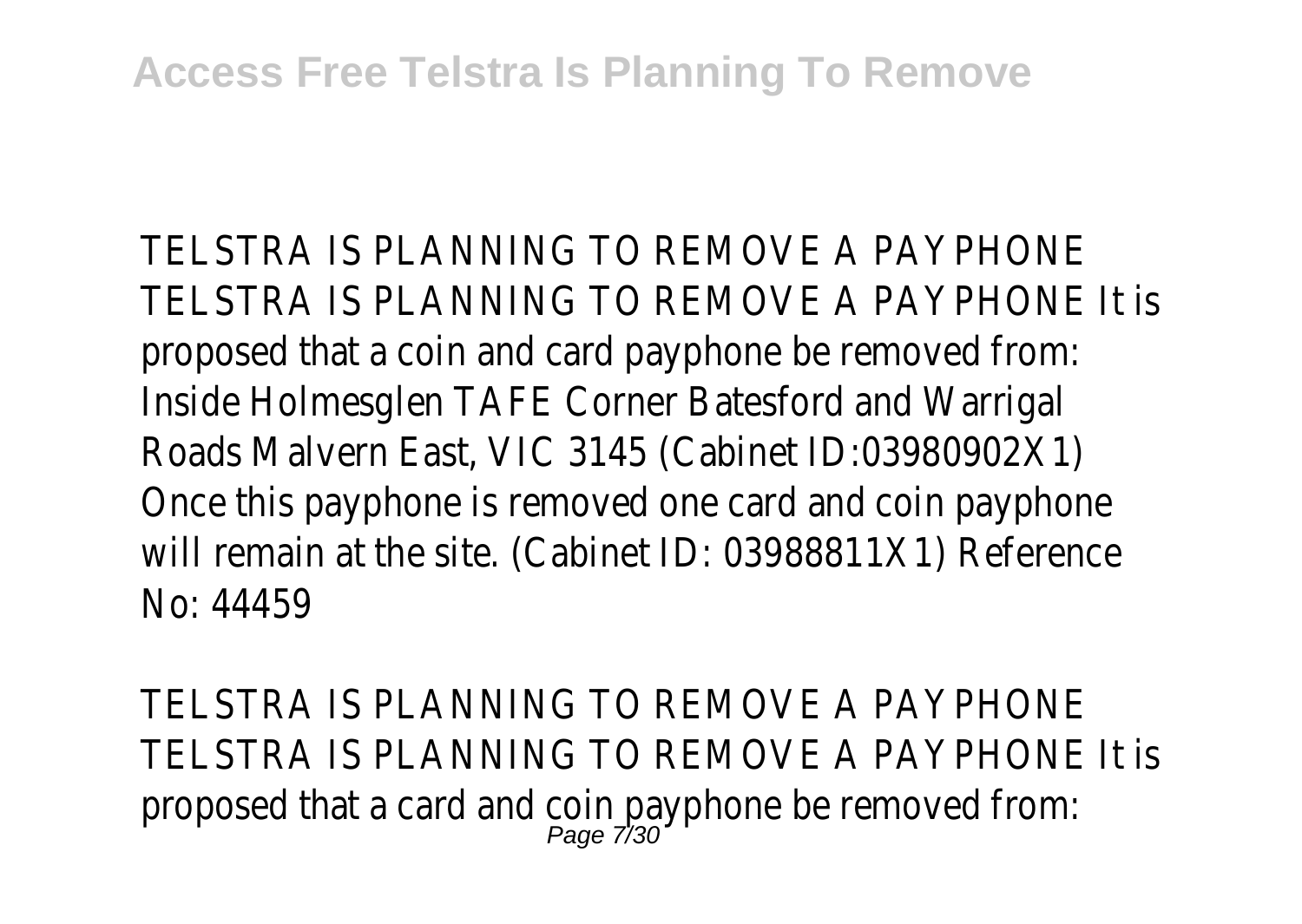TELSTRA IS PLANNING TO REMOVE A PAYPHONE TELSTRA IS PLANNING TO REMOVE A PAYPHONE It is proposed that a coin and card payphone be removed from: Inside Holmesglen TAFE Corner Batesford and Warrigal Roads Malvern East, VIC 3145 (Cabinet ID:03980902X1) Once this payphone is removed one card and coin payphone will remain at the site. (Cabinet ID: 03988811X1) Reference No: 44459

TELSTRA IS PLANNING TO REMOVE A PAYPHONE TELSTRA IS PLANNING TO REMOVE A PAYPHONE It is proposed that a card and coin payphone be removed from: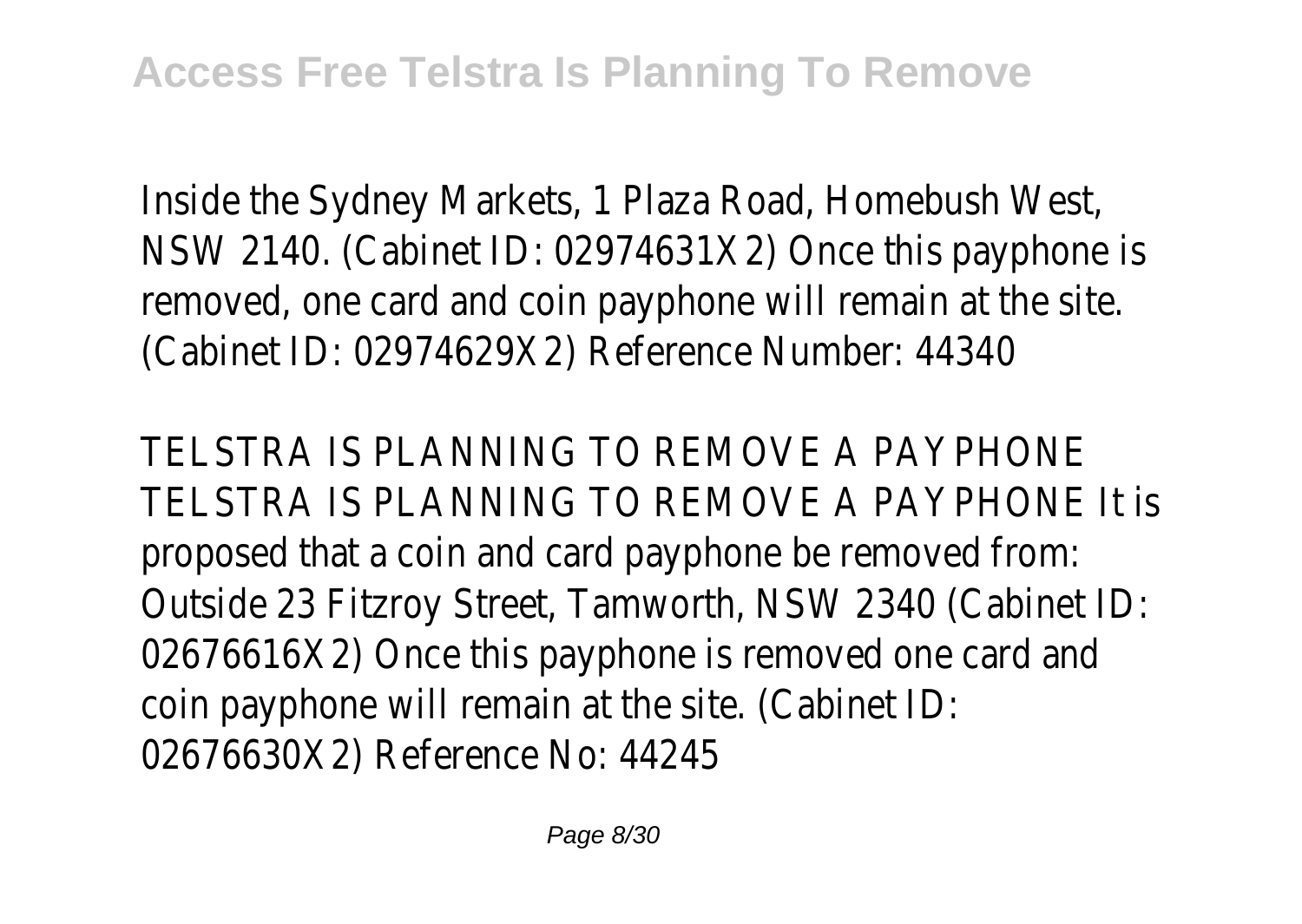Inside the Sydney Markets, 1 Plaza Road, Homebush West, NSW 2140. (Cabinet ID: 02974631X2) Once this payphone is removed, one card and coin payphone will remain at the site. (Cabinet ID: 02974629X2) Reference Number: 44340

TELSTRA IS PLANNING TO REMOVE A PAYPHONE

TELSTRA IS PLANNING TO REMOVE A PAYPHONE It is proposed that a coin and card payphone be removed from: Outside 23 Fitzroy Street, Tamworth, NSW 2340 (Cabinet ID: 02676616X2) Once this payphone is removed one card and coin payphone will remain at the site. (Cabinet ID: 02676630X2) Reference No: 44245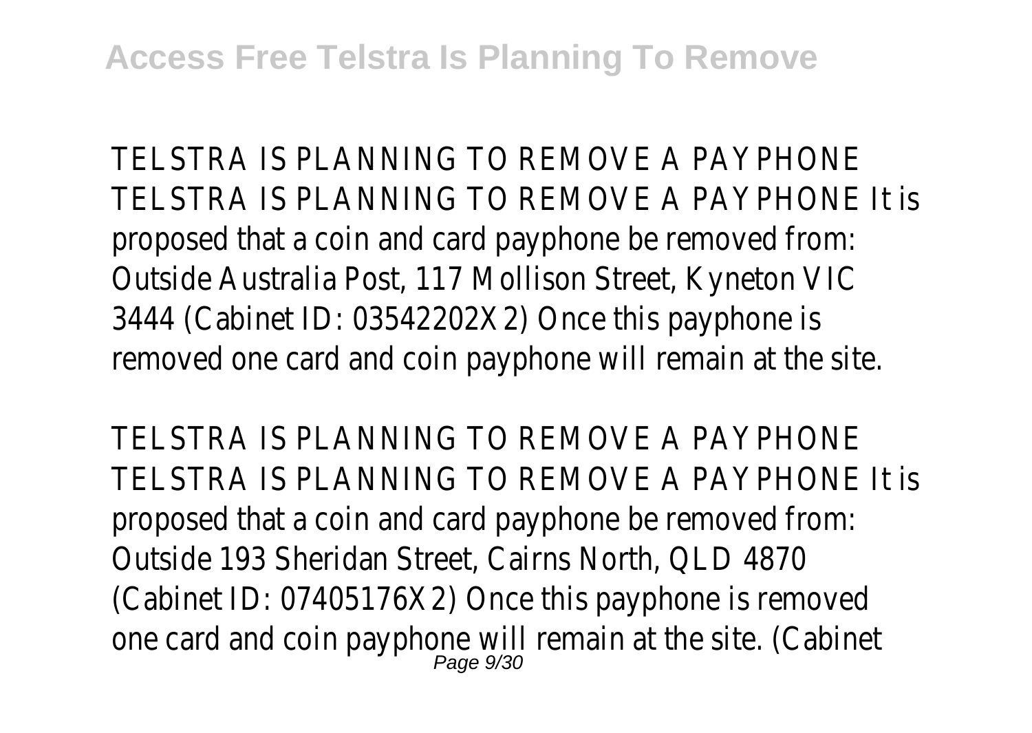TELSTRA IS PLANNING TO REMOVE A PAYPHONE TELSTRA IS PLANNING TO REMOVE A PAYPHONE It is proposed that a coin and card payphone be removed from: Outside Australia Post, 117 Mollison Street, Kyneton VIC 3444 (Cabinet ID: 03542202X2) Once this payphone is removed one card and coin payphone will remain at the site.

TELSTRA IS PLANNING TO REMOVE A PAYPHONE TELSTRA IS PLANNING TO REMOVE A PAYPHONE It is proposed that a coin and card payphone be removed from: Outside 193 Sheridan Street, Cairns North, QLD 4870 (Cabinet ID: 07405176X2) Once this payphone is removed one card and coin payphone will remain at the site. (Cabinet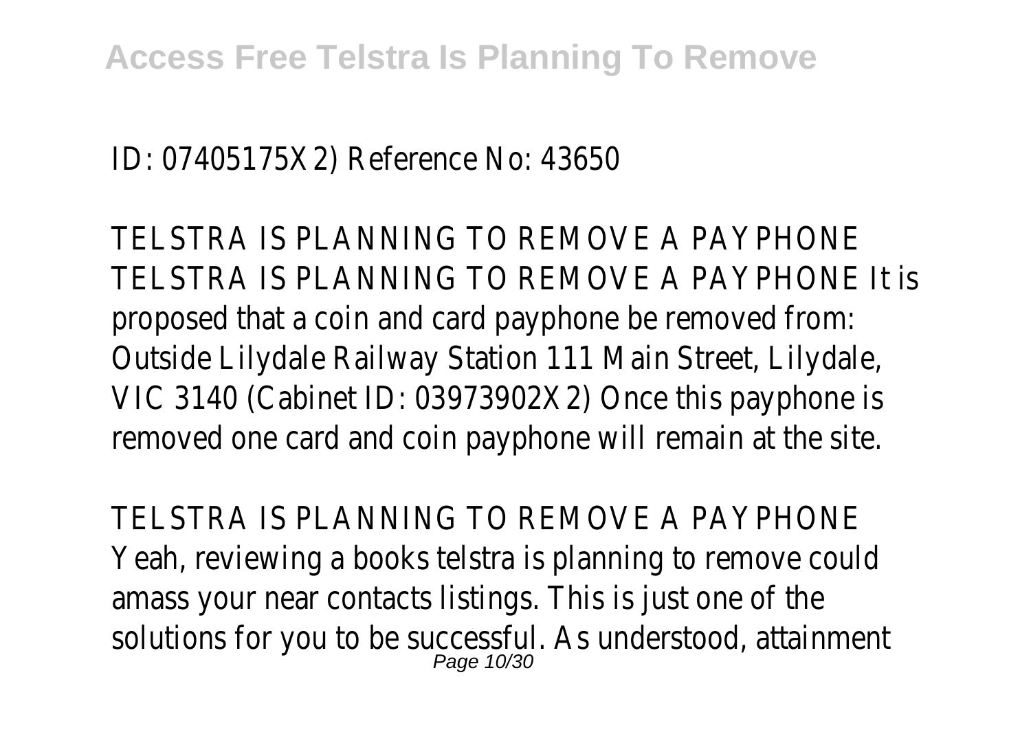ID: 07405175X2) Reference No: 43650

TELSTRA IS PLANNING TO REMOVE A PAYPHONE

TELSTRA IS PLANNING TO REMOVE A PAYPHONE It is proposed that a coin and card payphone be removed from: Outside Lilydale Railway Station 111 Main Street, Lilydale, VIC 3140 (Cabinet ID: 03973902X2) Once this payphone is removed one card and coin payphone will remain at the site.

TELSTRA IS PLANNING TO REMOVE A PAYPHONE

Yeah, reviewing a books telstra is planning to remove could amass your near contacts listings. This is just one of the solutions for you to be successful. As understood, attainment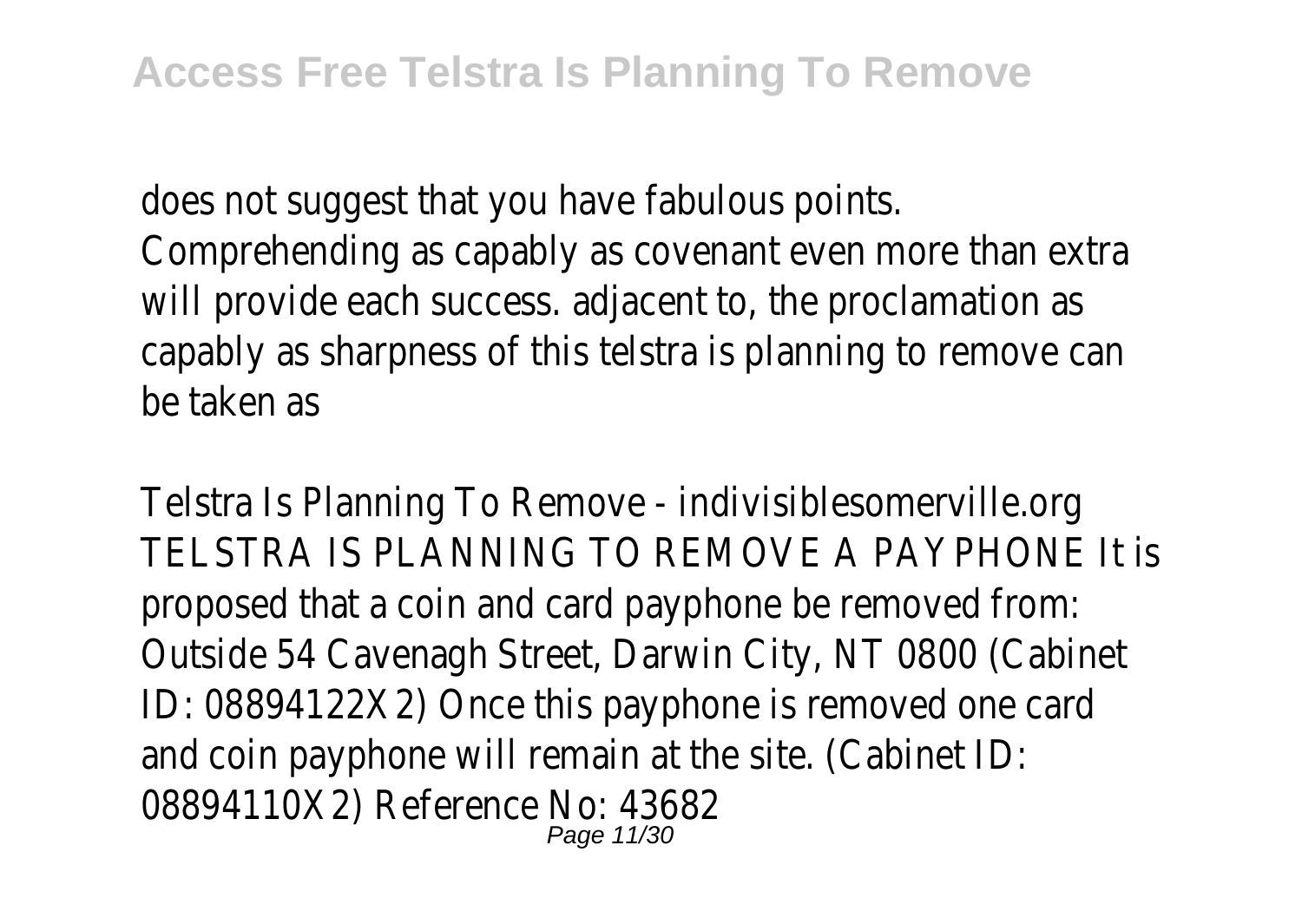does not suggest that you have fabulous points. Comprehending as capably as covenant even more than extra will provide each success. adjacent to, the proclamation as capably as sharpness of this telstra is planning to remove can be taken as

Telstra Is Planning To Remove - indivisiblesomerville.org
TELSTRA IS PLANNING TO REMOVE A PAYPHONE It is proposed that a coin and card payphone be removed from: Outside 54 Cavenagh Street, Darwin City, NT 0800 (Cabinet ID: 08894122X2) Once this payphone is removed one card and coin payphone will remain at the site. (Cabinet ID: 08894110X2) Reference No: 43682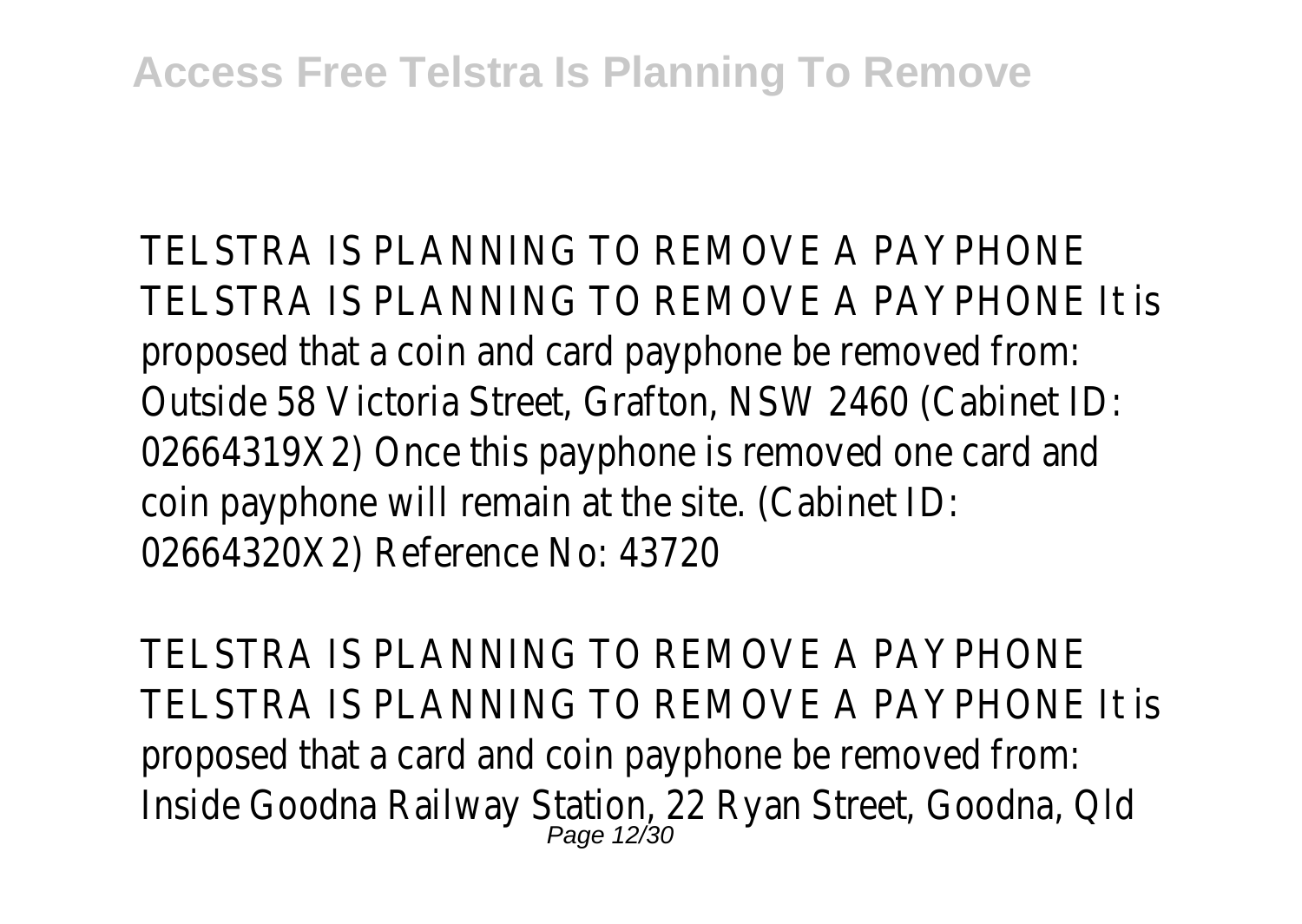TELSTRA IS PLANNING TO REMOVE A PAYPHONE
TELSTRA IS PLANNING TO REMOVE A PAYPHONE It is proposed that a coin and card payphone be removed from: Outside 58 Victoria Street, Grafton, NSW 2460 (Cabinet ID: 02664319X2) Once this payphone is removed one card and coin payphone will remain at the site. (Cabinet ID: 02664320X2) Reference No: 43720

TELSTRA IS PLANNING TO REMOVE A PAYPHONE
TELSTRA IS PLANNING TO REMOVE A PAYPHONE It is proposed that a card and coin payphone be removed from: Inside Goodna Railway Station, 22 Ryan Street, Goodna, Qld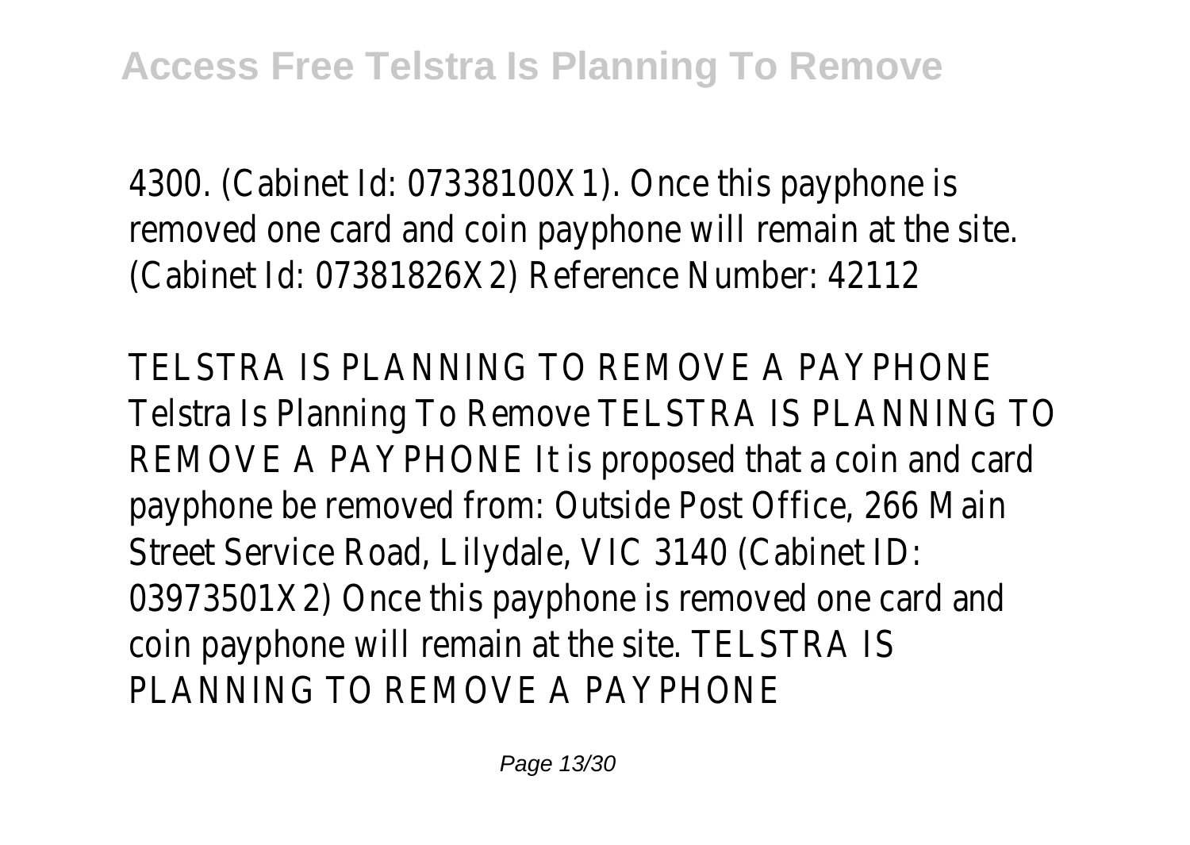4300. (Cabinet Id: 07338100X1). Once this payphone is removed one card and coin payphone will remain at the site. (Cabinet Id: 07381826X2) Reference Number: 42112

TELSTRA IS PLANNING TO REMOVE A PAYPHONE
Telstra Is Planning To Remove TELSTRA IS PLANNING TO REMOVE A PAYPHONE It is proposed that a coin and card payphone be removed from: Outside Post Office, 266 Main Street Service Road, Lilydale, VIC 3140 (Cabinet ID: 03973501X2) Once this payphone is removed one card and coin payphone will remain at the site. TELSTRA IS PLANNING TO REMOVE A PAYPHONE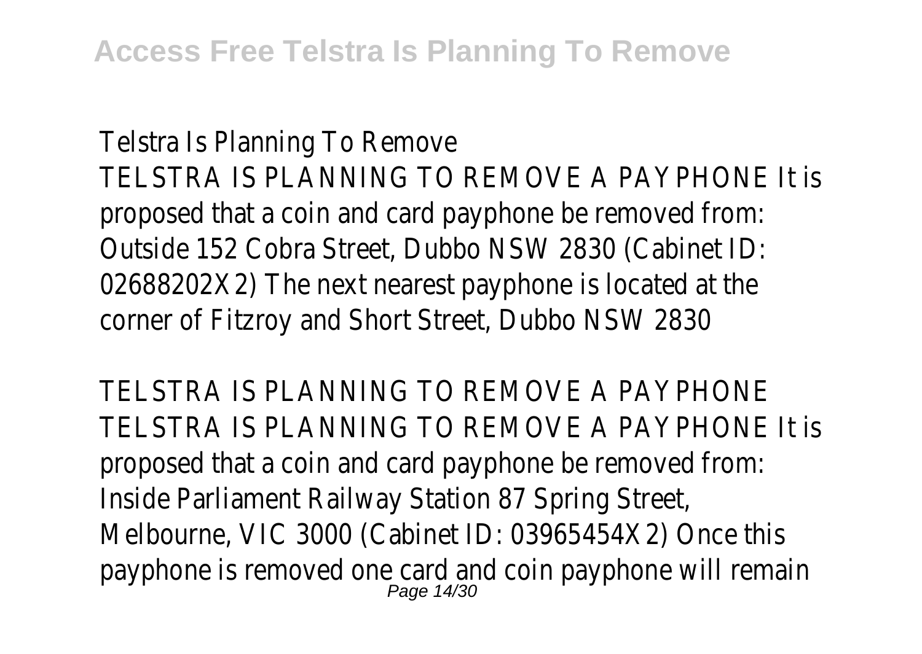Telstra Is Planning To Remove

TELSTRA IS PLANNING TO REMOVE A PAYPHONE It is proposed that a coin and card payphone be removed from: Outside 152 Cobra Street, Dubbo NSW 2830 (Cabinet ID: 02688202X2) The next nearest payphone is located at the corner of Fitzroy and Short Street, Dubbo NSW 2830

TELSTRA IS PLANNING TO REMOVE A PAYPHONE

TELSTRA IS PLANNING TO REMOVE A PAYPHONE It is proposed that a coin and card payphone be removed from: Inside Parliament Railway Station 87 Spring Street, Melbourne, VIC 3000 (Cabinet ID: 03965454X2) Once this payphone is removed one card and coin payphone will remain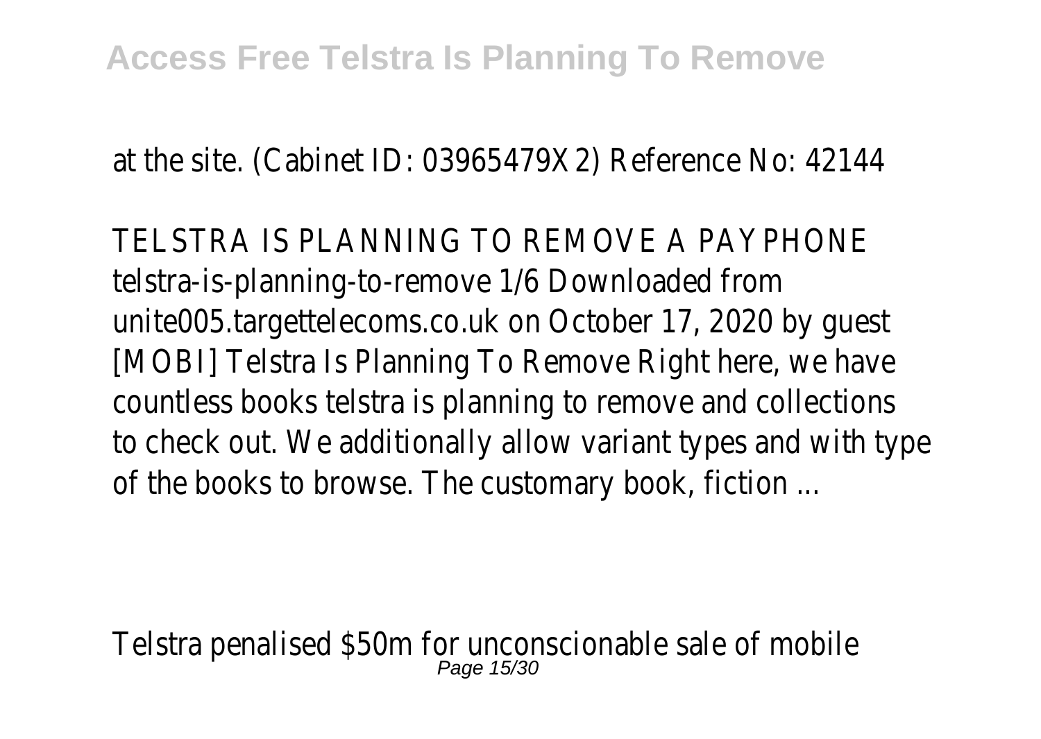at the site. (Cabinet ID: 03965479X2) Reference No: 42144

TELSTRA IS PLANNING TO REMOVE A PAYPHONE
telstra-is-planning-to-remove 1/6 Downloaded from unite005.targettelecoms.co.uk on October 17, 2020 by guest [MOBI] Telstra Is Planning To Remove Right here, we have countless books telstra is planning to remove and collections to check out. We additionally allow variant types and with type of the books to browse. The customary book, fiction ...

Telstra penalised $50m for unconscionable sale of mobile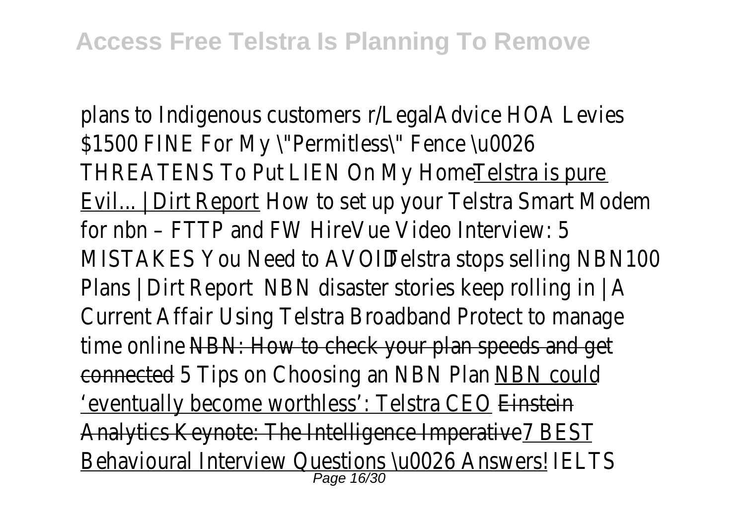plans to Indigenous customers r/LegalAdvice HOA Levies $1500 FINE For My \"Permitless\" Fence \u0026 THREATENS To Put LIEN On My Home Telstra is pure Evil... | Dirt Report How to set up your Telstra Smart Modem for nbn – FTTP and FW HireVue Video Interview: 5 MISTAKES You Need to AVOID Telstra stops selling NBN100 Plans | Dirt Report NBN disaster stories keep rolling in | A Current Affair Using Telstra Broadband Protect to manage time online NBN: How to check your plan speeds and get connected 5 Tips on Choosing an NBN Plan NBN could 'eventually become worthless': Telstra CEO Einstein Analytics Keynote: The Intelligence Imperative 7 BEST Behavioural Interview Questions \u0026 Answers! IELTS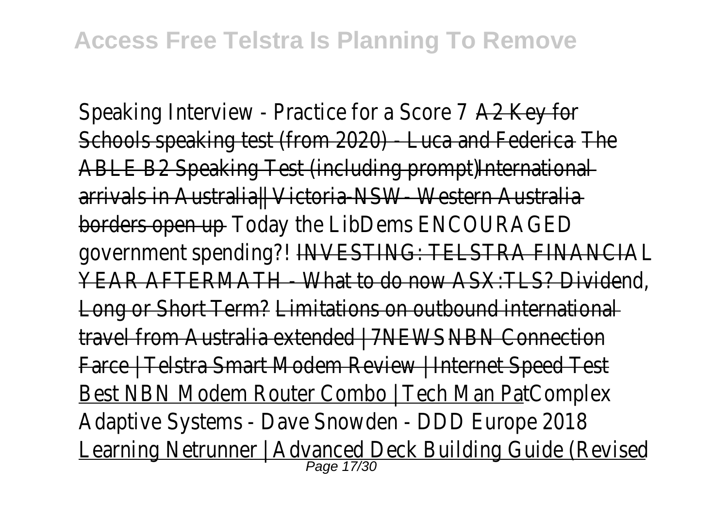Speaking Interview - Practice for a Score 7 A2 Key for Schools speaking test (from 2020) - Luca and Federica The ABLE B2 Speaking Test (including prompt) International arrivals in Australia|| Victoria-NSW- Western Australia borders open up Today the LibDems ENCOURAGED government spending?! INVESTING: TELSTRA FINANCIAL YEAR AFTERMATH - What to do now ASX:TLS? Dividend, Long or Short Term? Limitations on outbound international travel from Australia extended | 7NEWS NBN Connection Farce | Telstra Smart Modem Review | Internet Speed Test Best NBN Modem Router Combo | Tech Man Pat Complex Adaptive Systems - Dave Snowden - DDD Europe 2018 Learning Netrunner | Advanced Deck Building Guide (Revised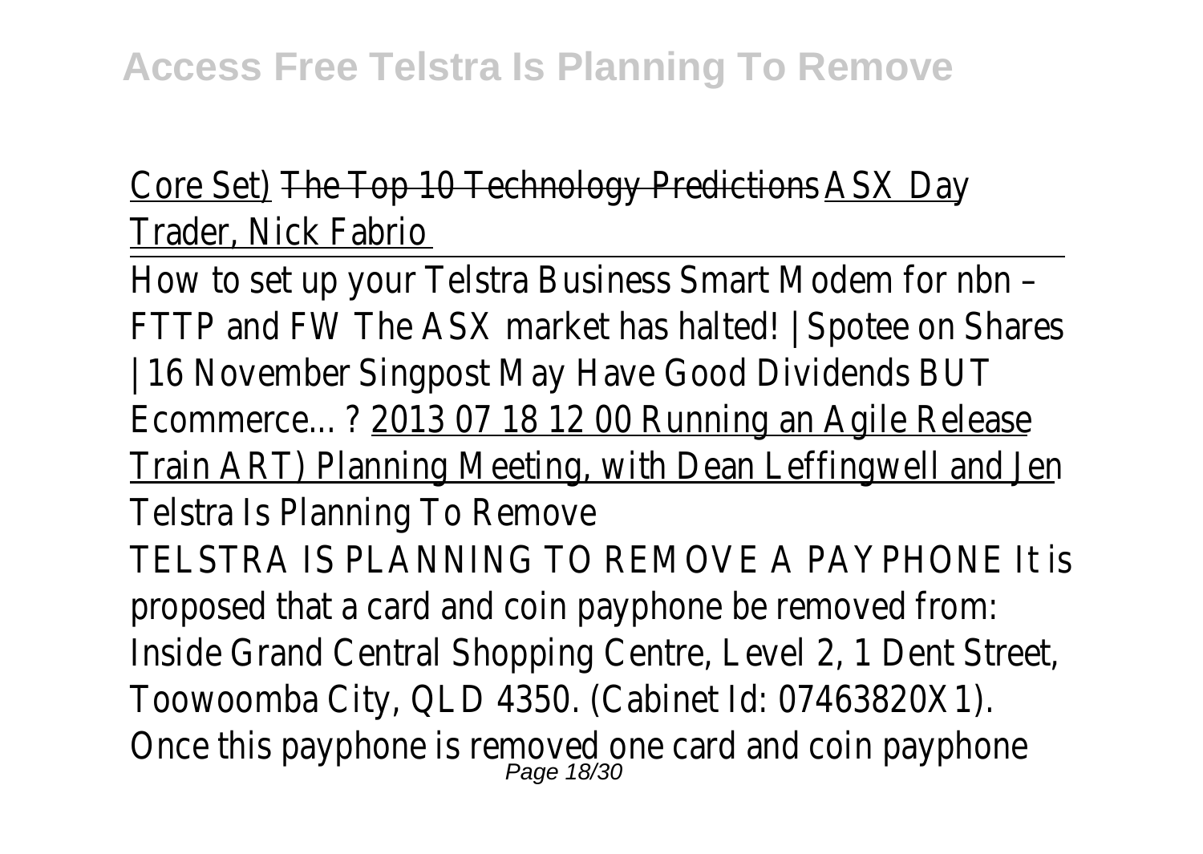Core Set) The Top 10 Technology Predictions ASX Day Trader, Nick Fabrio

How to set up your Telstra Business Smart Modem for nbn – FTTP and FW The ASX market has halted! | Spotee on Shares | 16 November Singpost May Have Good Dividends BUT Ecommerce... ? 2013 07 18 12 00 Running an Agile Release Train ART) Planning Meeting, with Dean Leffingwell and Jen

Telstra Is Planning To Remove

TELSTRA IS PLANNING TO REMOVE A PAYPHONE It is proposed that a card and coin payphone be removed from: Inside Grand Central Shopping Centre, Level 2, 1 Dent Street, Toowoomba City, QLD 4350. (Cabinet Id: 07463820X1). Once this payphone is removed one card and coin payphone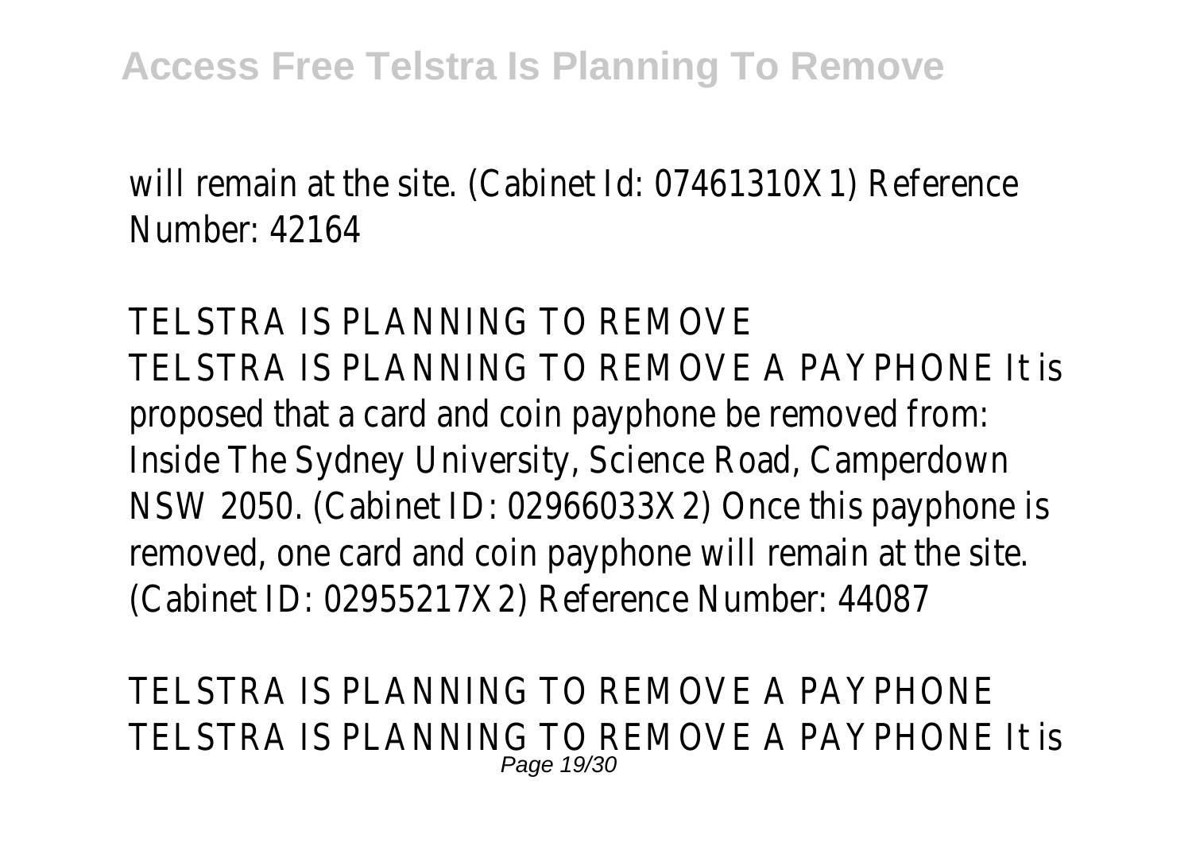will remain at the site. (Cabinet Id: 07461310X1) Reference Number: 42164

TELSTRA IS PLANNING TO REMOVE

TELSTRA IS PLANNING TO REMOVE A PAYPHONE It is proposed that a card and coin payphone be removed from: Inside The Sydney University, Science Road, Camperdown NSW 2050. (Cabinet ID: 02966033X2) Once this payphone is removed, one card and coin payphone will remain at the site. (Cabinet ID: 02955217X2) Reference Number: 44087

TELSTRA IS PLANNING TO REMOVE A PAYPHONE

TELSTRA IS PLANNING TO REMOVE A PAYPHONE It is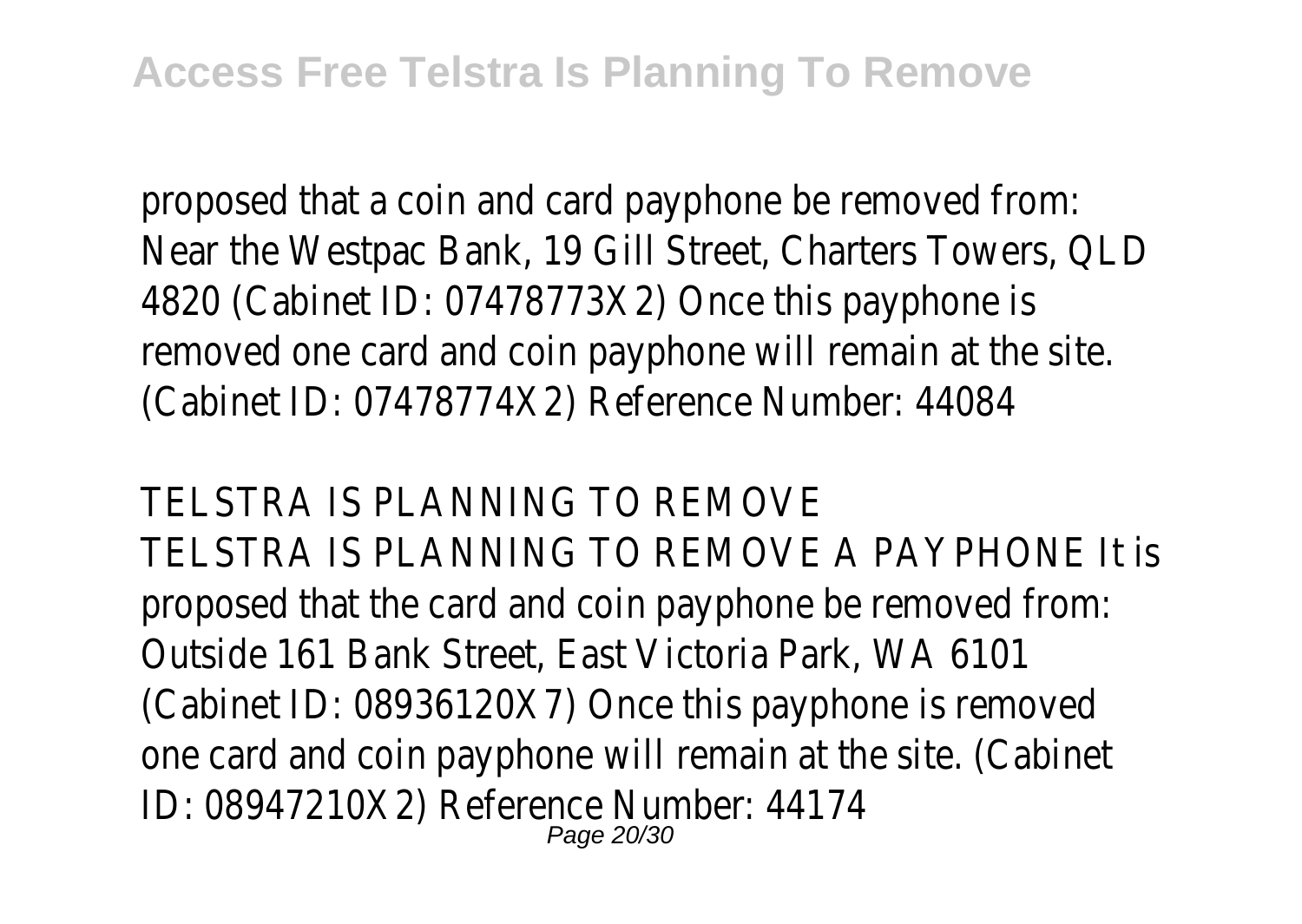proposed that a coin and card payphone be removed from: Near the Westpac Bank, 19 Gill Street, Charters Towers, QLD 4820 (Cabinet ID: 07478773X2) Once this payphone is removed one card and coin payphone will remain at the site. (Cabinet ID: 07478774X2) Reference Number: 44084

TELSTRA IS PLANNING TO REMOVE

TELSTRA IS PLANNING TO REMOVE A PAYPHONE It is proposed that the card and coin payphone be removed from: Outside 161 Bank Street, East Victoria Park, WA 6101 (Cabinet ID: 08936120X7) Once this payphone is removed one card and coin payphone will remain at the site. (Cabinet ID: 08947210X2) Reference Number: 44174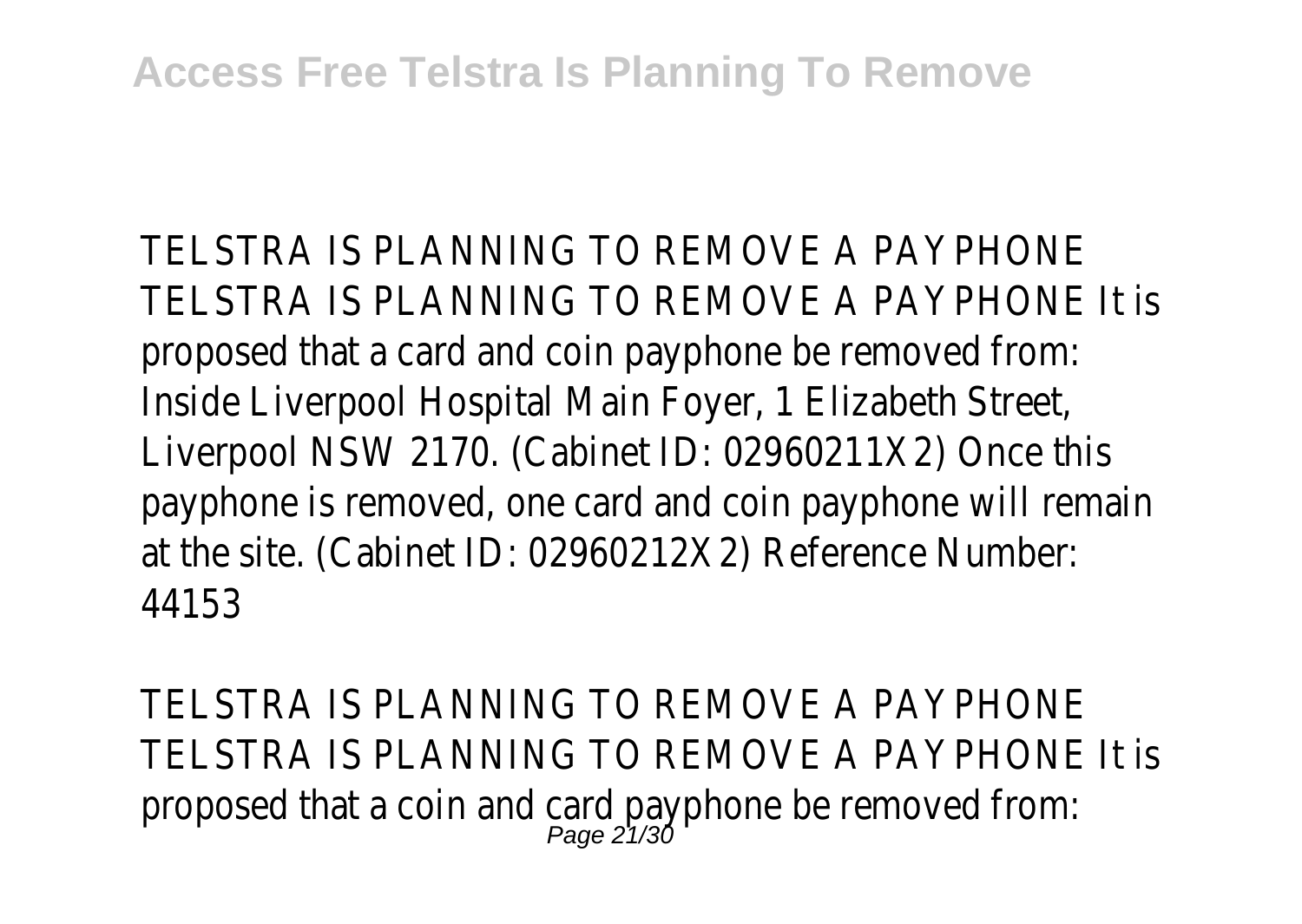TELSTRA IS PLANNING TO REMOVE A PAYPHONE TELSTRA IS PLANNING TO REMOVE A PAYPHONE It is proposed that a card and coin payphone be removed from: Inside Liverpool Hospital Main Foyer, 1 Elizabeth Street, Liverpool NSW 2170. (Cabinet ID: 02960211X2) Once this payphone is removed, one card and coin payphone will remain at the site. (Cabinet ID: 02960212X2) Reference Number: 44153

TELSTRA IS PLANNING TO REMOVE A PAYPHONE TELSTRA IS PLANNING TO REMOVE A PAYPHONE It is proposed that a coin and card payphone be removed from: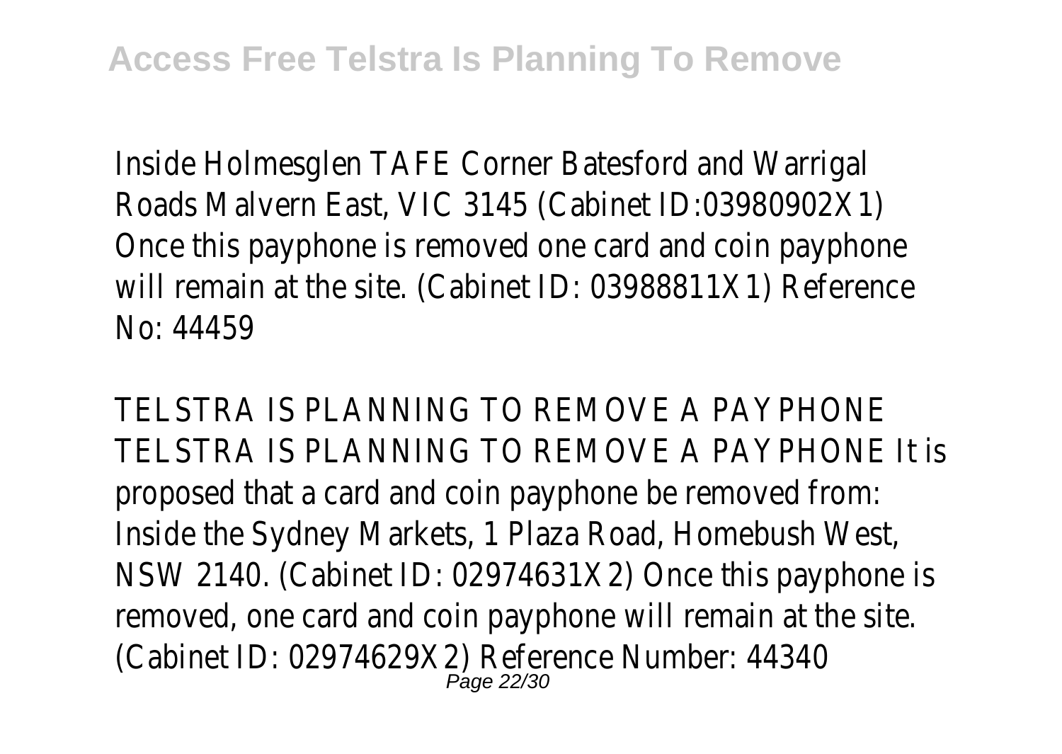Inside Holmesglen TAFE Corner Batesford and Warrigal Roads Malvern East, VIC 3145 (Cabinet ID:03980902X1) Once this payphone is removed one card and coin payphone will remain at the site. (Cabinet ID: 03988811X1) Reference No: 44459

TELSTRA IS PLANNING TO REMOVE A PAYPHONE

TELSTRA IS PLANNING TO REMOVE A PAYPHONE It is proposed that a card and coin payphone be removed from: Inside the Sydney Markets, 1 Plaza Road, Homebush West, NSW 2140. (Cabinet ID: 02974631X2) Once this payphone is removed, one card and coin payphone will remain at the site. (Cabinet ID: 02974629X2) Reference Number: 44340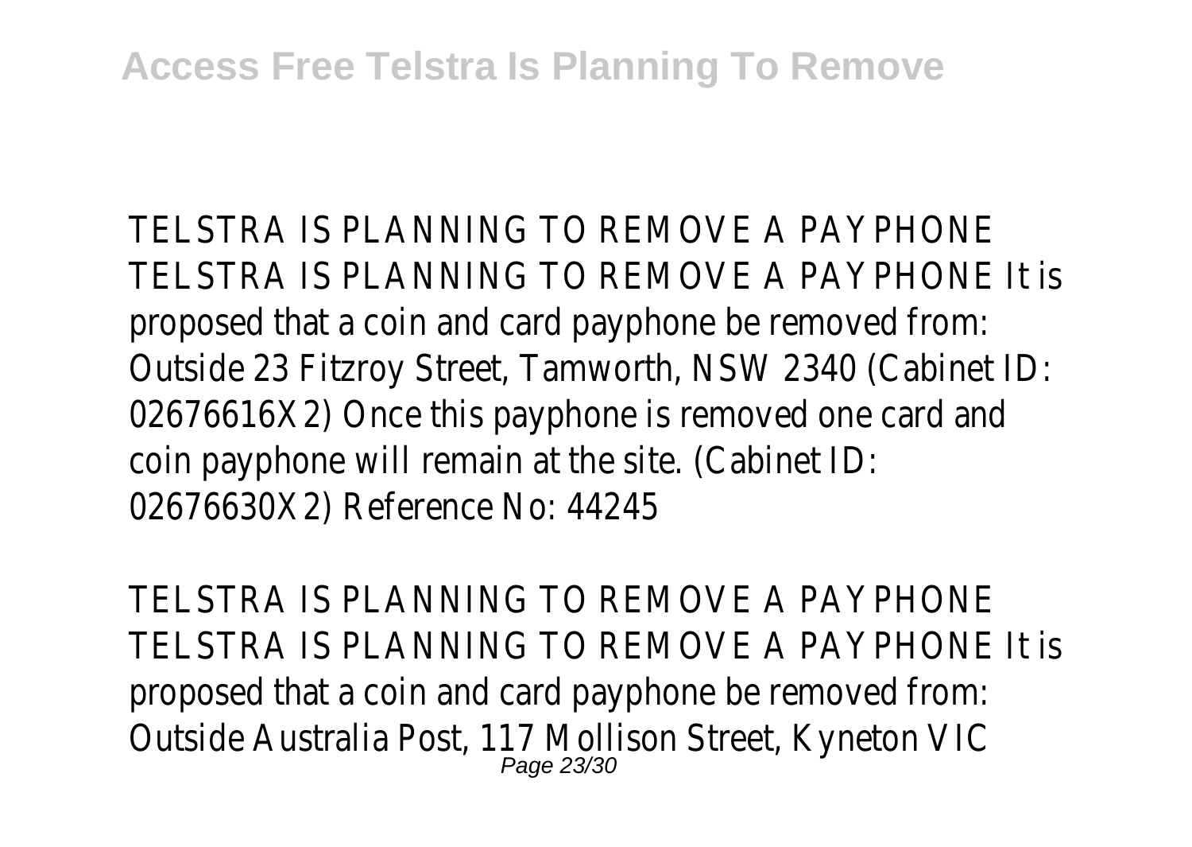TELSTRA IS PLANNING TO REMOVE A PAYPHONE TELSTRA IS PLANNING TO REMOVE A PAYPHONE It is proposed that a coin and card payphone be removed from: Outside 23 Fitzroy Street, Tamworth, NSW 2340 (Cabinet ID: 02676616X2) Once this payphone is removed one card and coin payphone will remain at the site. (Cabinet ID: 02676630X2) Reference No: 44245

TELSTRA IS PLANNING TO REMOVE A PAYPHONE TELSTRA IS PLANNING TO REMOVE A PAYPHONE It is proposed that a coin and card payphone be removed from: Outside Australia Post, 117 Mollison Street, Kyneton VIC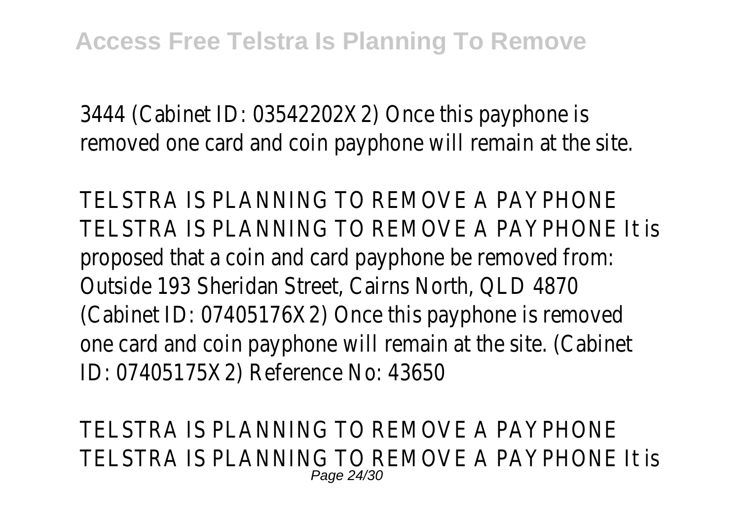3444 (Cabinet ID: 03542202X2) Once this payphone is removed one card and coin payphone will remain at the site.

TELSTRA IS PLANNING TO REMOVE A PAYPHONE
TELSTRA IS PLANNING TO REMOVE A PAYPHONE It is proposed that a coin and card payphone be removed from: Outside 193 Sheridan Street, Cairns North, QLD 4870 (Cabinet ID: 07405176X2) Once this payphone is removed one card and coin payphone will remain at the site. (Cabinet ID: 07405175X2) Reference No: 43650

TELSTRA IS PLANNING TO REMOVE A PAYPHONE
TELSTRA IS PLANNING TO REMOVE A PAYPHONE It is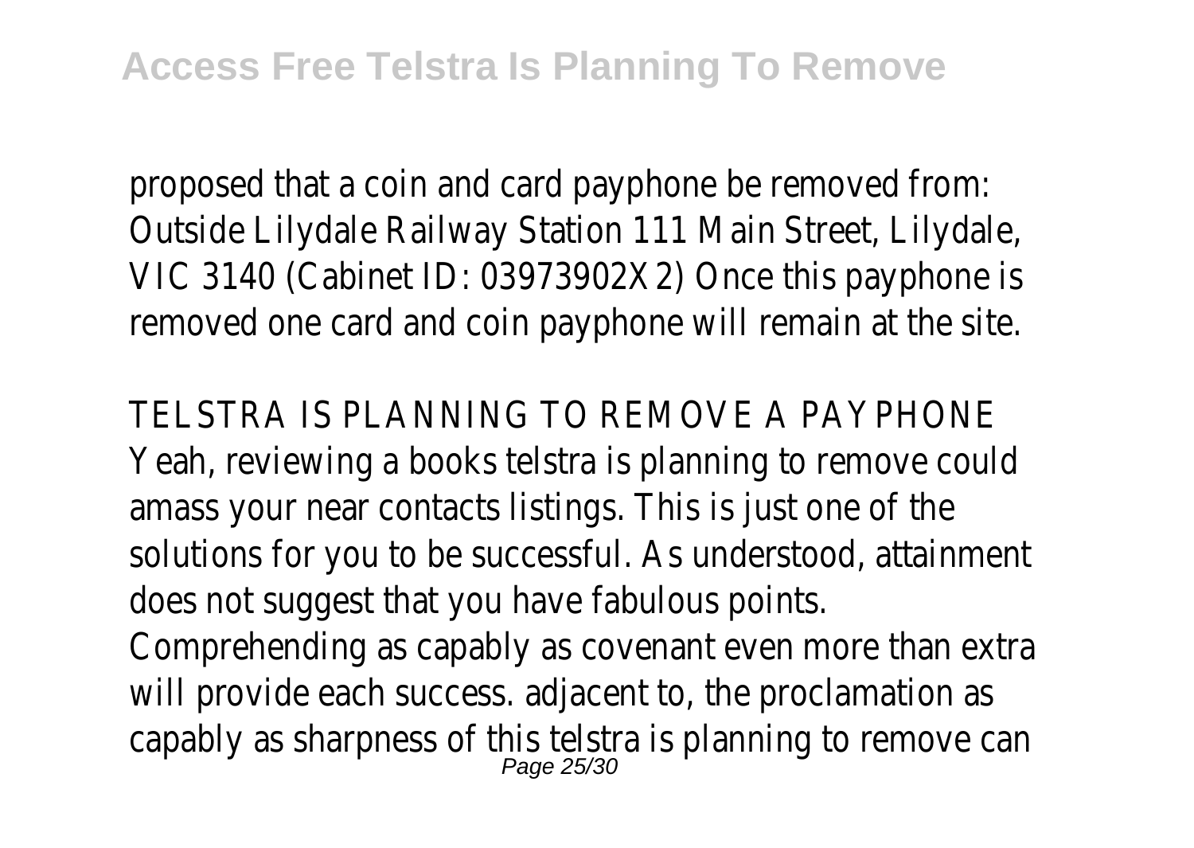proposed that a coin and card payphone be removed from: Outside Lilydale Railway Station 111 Main Street, Lilydale, VIC 3140 (Cabinet ID: 03973902X2) Once this payphone is removed one card and coin payphone will remain at the site.

TELSTRA IS PLANNING TO REMOVE A PAYPHONE
Yeah, reviewing a books telstra is planning to remove could amass your near contacts listings. This is just one of the solutions for you to be successful. As understood, attainment does not suggest that you have fabulous points. Comprehending as capably as covenant even more than extra will provide each success. adjacent to, the proclamation as capably as sharpness of this telstra is planning to remove can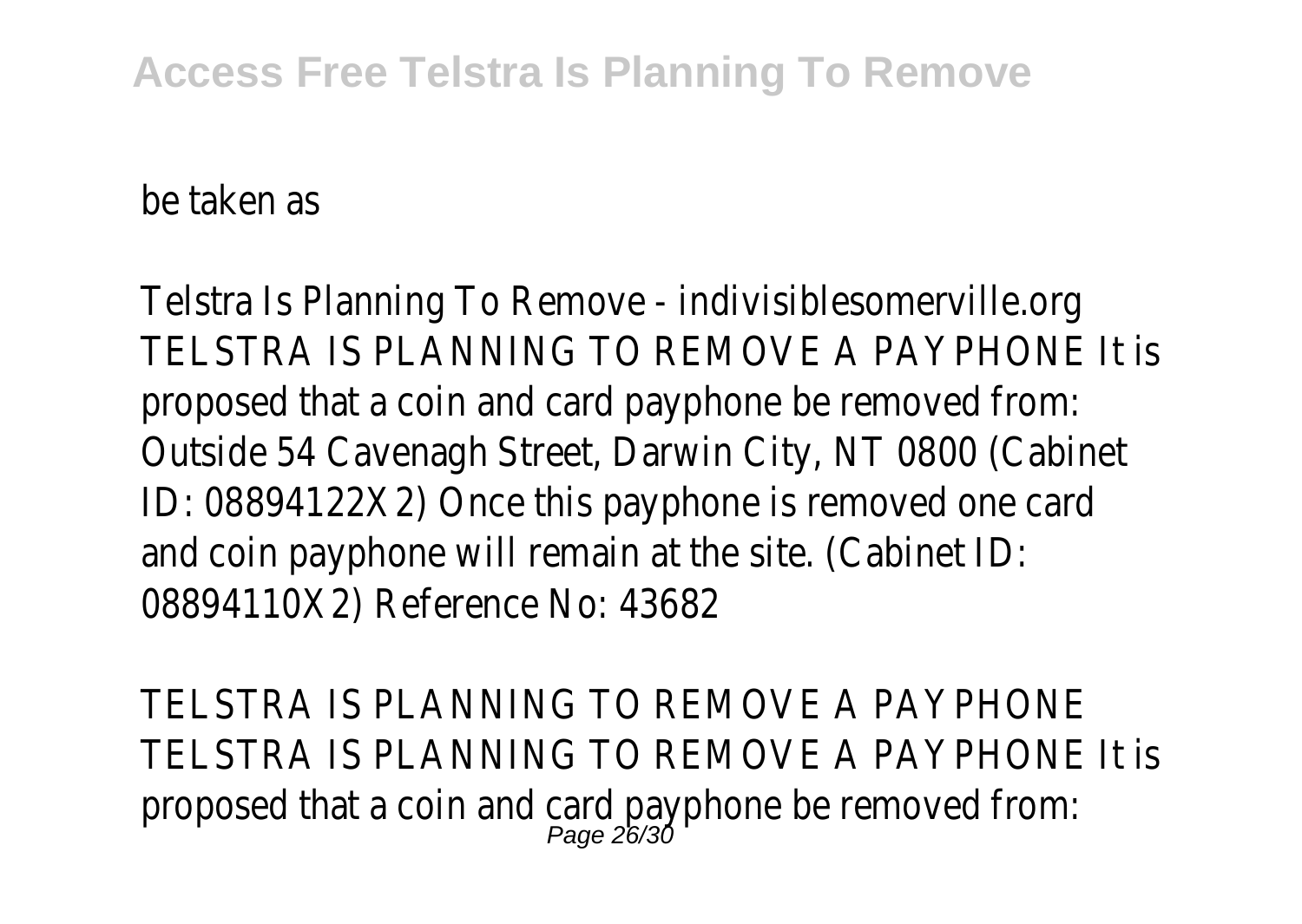be taken as

Telstra Is Planning To Remove - indivisiblesomerville.org TELSTRA IS PLANNING TO REMOVE A PAYPHONE It is proposed that a coin and card payphone be removed from: Outside 54 Cavenagh Street, Darwin City, NT 0800 (Cabinet ID: 08894122X2) Once this payphone is removed one card and coin payphone will remain at the site. (Cabinet ID: 08894110X2) Reference No: 43682

TELSTRA IS PLANNING TO REMOVE A PAYPHONE TELSTRA IS PLANNING TO REMOVE A PAYPHONE It is proposed that a coin and card payphone be removed from: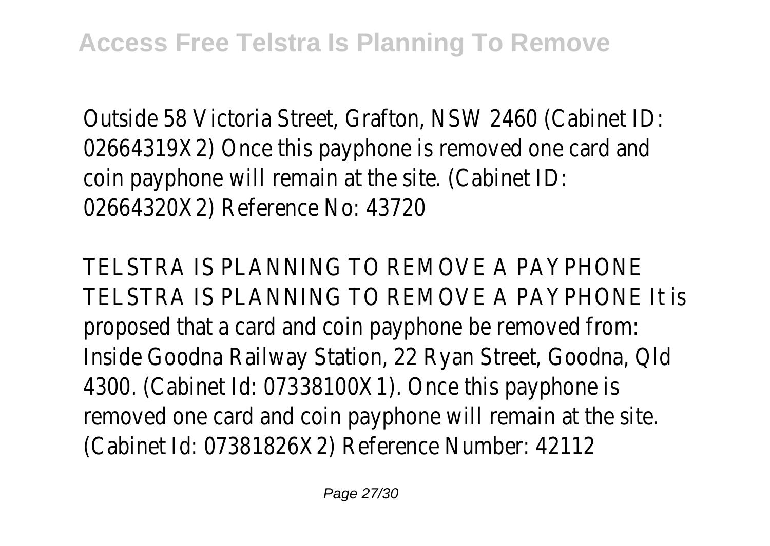Outside 58 Victoria Street, Grafton, NSW 2460 (Cabinet ID: 02664319X2) Once this payphone is removed one card and coin payphone will remain at the site. (Cabinet ID: 02664320X2) Reference No: 43720

TELSTRA IS PLANNING TO REMOVE A PAYPHONE
TELSTRA IS PLANNING TO REMOVE A PAYPHONE It is proposed that a card and coin payphone be removed from: Inside Goodna Railway Station, 22 Ryan Street, Goodna, Qld 4300. (Cabinet Id: 07338100X1). Once this payphone is removed one card and coin payphone will remain at the site. (Cabinet Id: 07381826X2) Reference Number: 42112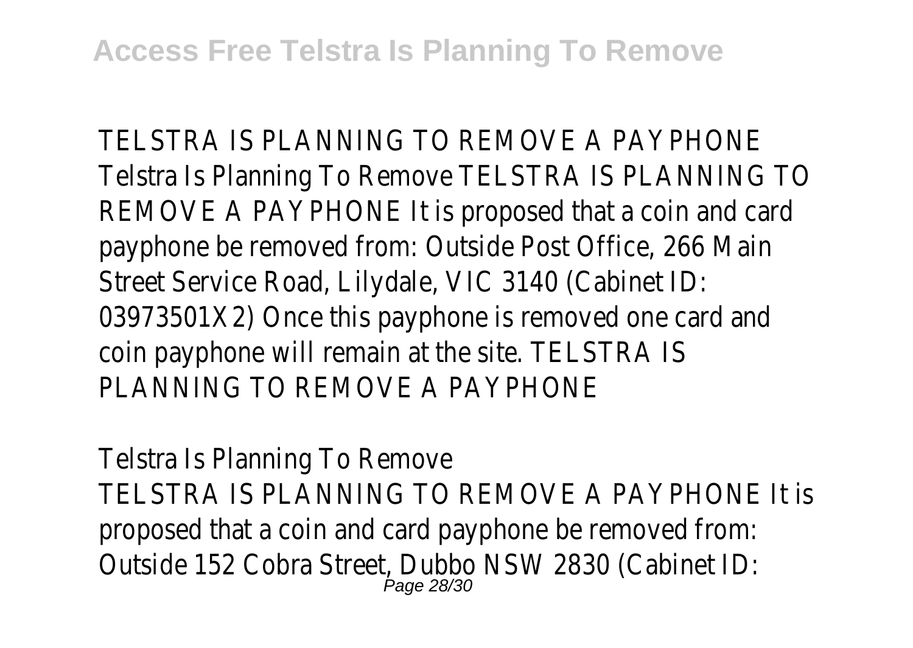TELSTRA IS PLANNING TO REMOVE A PAYPHONE Telstra Is Planning To Remove TELSTRA IS PLANNING TO REMOVE A PAYPHONE It is proposed that a coin and card payphone be removed from: Outside Post Office, 266 Main Street Service Road, Lilydale, VIC 3140 (Cabinet ID: 03973501X2) Once this payphone is removed one card and coin payphone will remain at the site. TELSTRA IS PLANNING TO REMOVE A PAYPHONE

Telstra Is Planning To Remove

TELSTRA IS PLANNING TO REMOVE A PAYPHONE It is proposed that a coin and card payphone be removed from: Outside 152 Cobra Street, Dubbo NSW 2830 (Cabinet ID: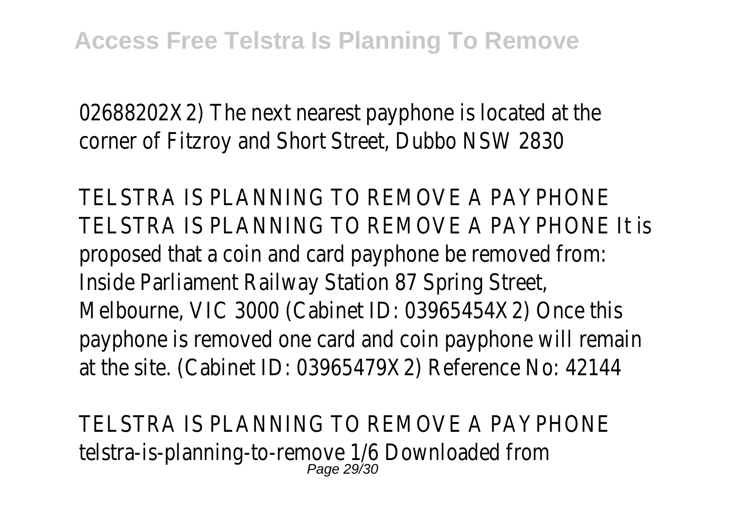02688202X2) The next nearest payphone is located at the corner of Fitzroy and Short Street, Dubbo NSW 2830

TELSTRA IS PLANNING TO REMOVE A PAYPHONE
TELSTRA IS PLANNING TO REMOVE A PAYPHONE It is proposed that a coin and card payphone be removed from: Inside Parliament Railway Station 87 Spring Street, Melbourne, VIC 3000 (Cabinet ID: 03965454X2) Once this payphone is removed one card and coin payphone will remain at the site. (Cabinet ID: 03965479X2) Reference No: 42144

TELSTRA IS PLANNING TO REMOVE A PAYPHONE
telstra-is-planning-to-remove 1/6 Downloaded from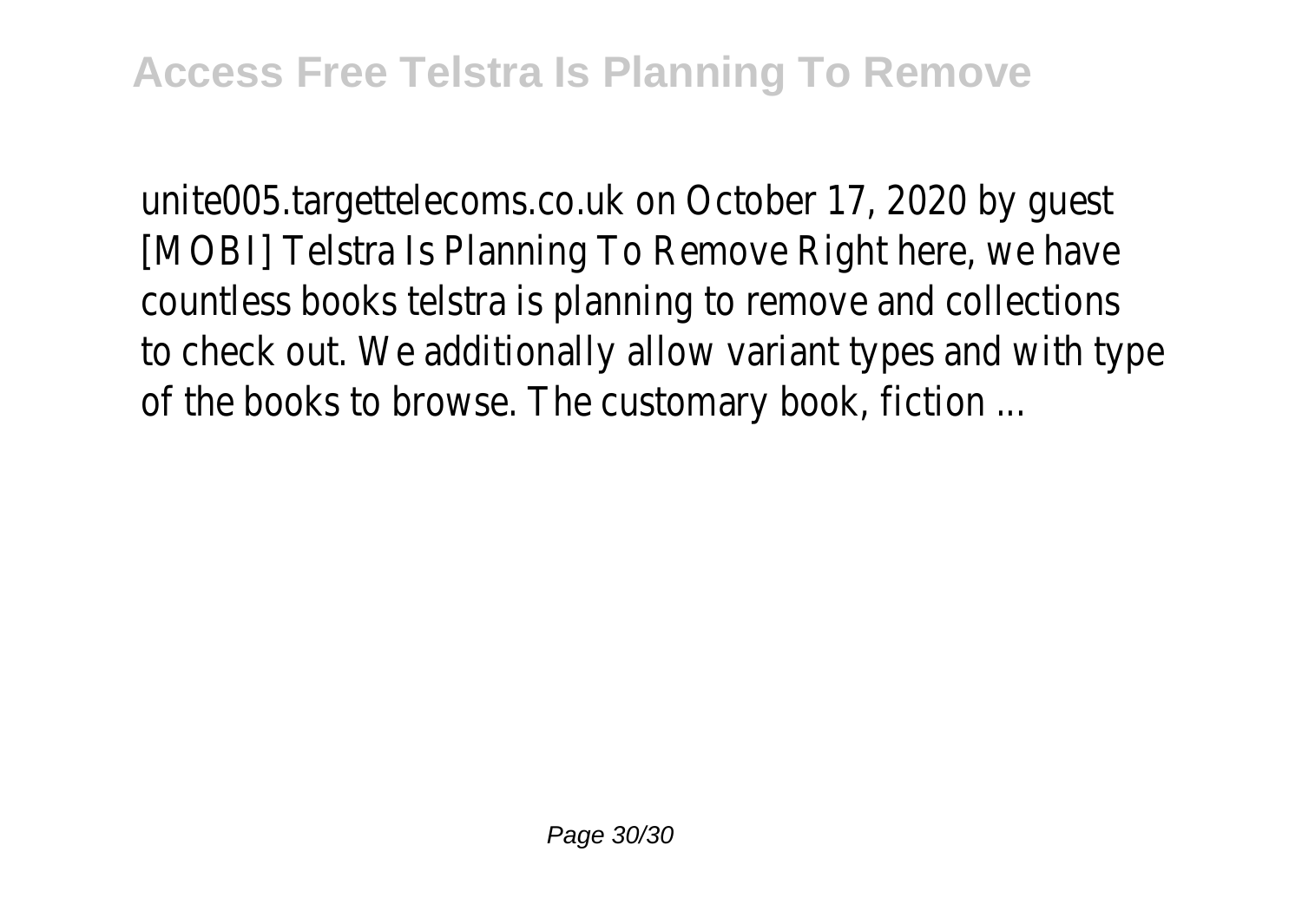unite005.targettelecoms.co.uk on October 17, 2020 by guest [MOBI] Telstra Is Planning To Remove Right here, we have countless books telstra is planning to remove and collections to check out. We additionally allow variant types and with type of the books to browse. The customary book, fiction ...